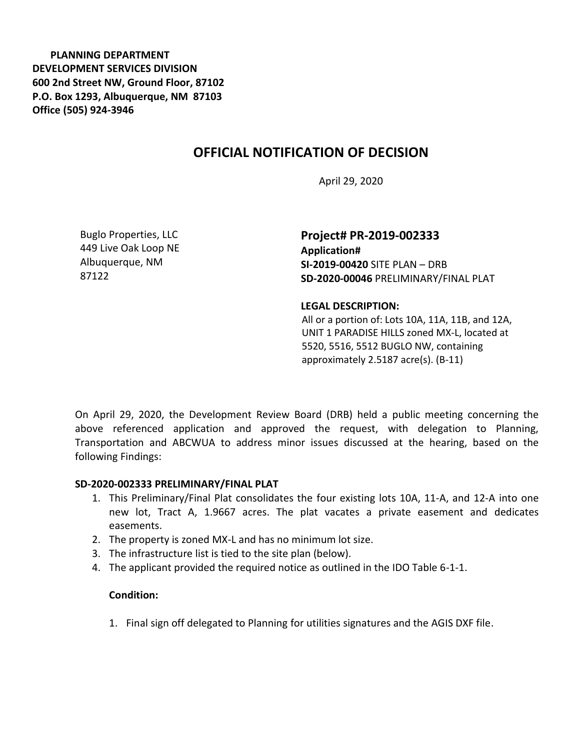**PLANNING DEPARTMENT**
**DEVELOPMENT SERVICES DIVISION**
**600 2nd Street NW, Ground Floor, 87102**
**P.O. Box 1293, Albuquerque, NM 87103**
**Office (505) 924-3946**

# OFFICIAL NOTIFICATION OF DECISION

April 29, 2020

Buglo Properties, LLC
449 Live Oak Loop NE
Albuquerque, NM
87122

**Project# PR-2019-002333**
**Application#**
**SI-2019-00420** SITE PLAN – DRB
**SD-2020-00046** PRELIMINARY/FINAL PLAT

**LEGAL DESCRIPTION:**
All or a portion of: Lots 10A, 11A, 11B, and 12A, UNIT 1 PARADISE HILLS zoned MX-L, located at 5520, 5516, 5512 BUGLO NW, containing approximately 2.5187 acre(s). (B-11)

On April 29, 2020, the Development Review Board (DRB) held a public meeting concerning the above referenced application and approved the request, with delegation to Planning, Transportation and ABCWUA to address minor issues discussed at the hearing, based on the following Findings:

**SD-2020-002333 PRELIMINARY/FINAL PLAT**

1. This Preliminary/Final Plat consolidates the four existing lots 10A, 11-A, and 12-A into one new lot, Tract A, 1.9667 acres. The plat vacates a private easement and dedicates easements.
2. The property is zoned MX-L and has no minimum lot size.
3. The infrastructure list is tied to the site plan (below).
4. The applicant provided the required notice as outlined in the IDO Table 6-1-1.

**Condition:**

1. Final sign off delegated to Planning for utilities signatures and the AGIS DXF file.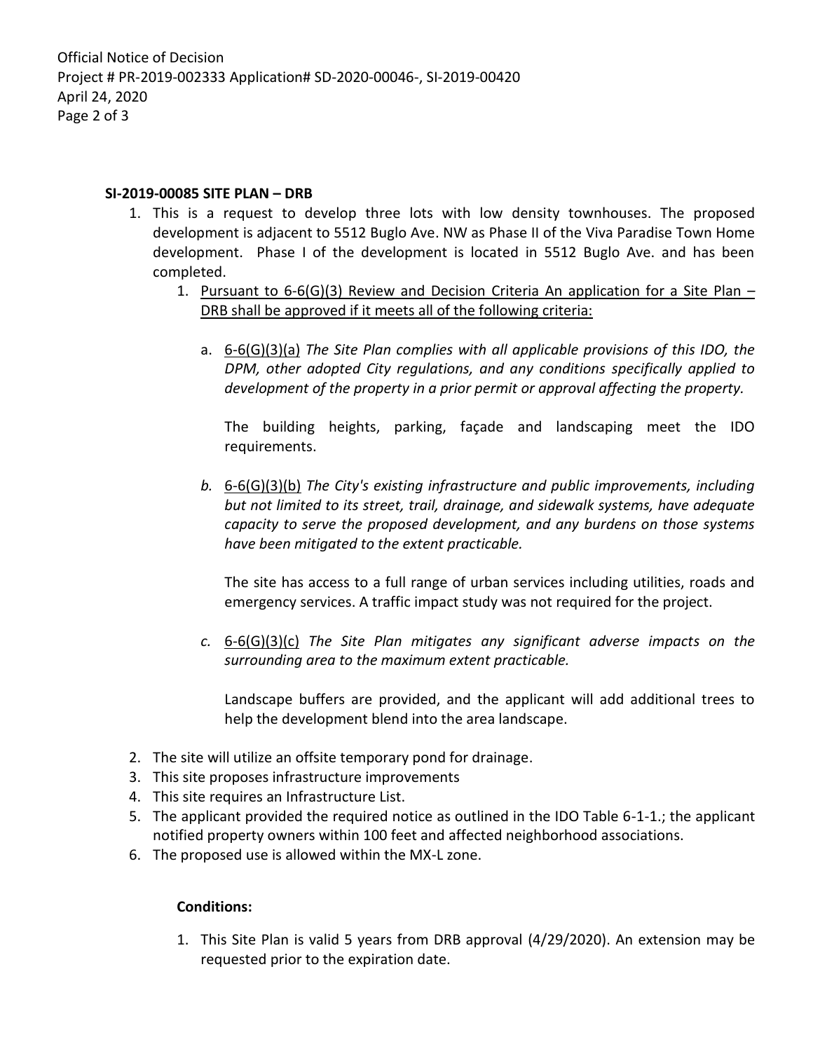**SI-2019-00085 SITE PLAN – DRB**

1. This is a request to develop three lots with low density townhouses. The proposed development is adjacent to 5512 Buglo Ave. NW as Phase II of the Viva Paradise Town Home development. Phase I of the development is located in 5512 Buglo Ave. and has been completed.
    1. Pursuant to 6-6(G)(3) Review and Decision Criteria An application for a Site Plan – DRB shall be approved if it meets all of the following criteria:

        a. 6-6(G)(3)(a) *The Site Plan complies with all applicable provisions of this IDO, the DPM, other adopted City regulations, and any conditions specifically applied to development of the property in a prior permit or approval affecting the property.*

        The building heights, parking, façade and landscaping meet the IDO requirements.

        *b.* 6-6(G)(3)(b) *The City's existing infrastructure and public improvements, including but not limited to its street, trail, drainage, and sidewalk systems, have adequate capacity to serve the proposed development, and any burdens on those systems have been mitigated to the extent practicable.*

        The site has access to a full range of urban services including utilities, roads and emergency services. A traffic impact study was not required for the project.

        *c.* 6-6(G)(3)(c) *The Site Plan mitigates any significant adverse impacts on the surrounding area to the maximum extent practicable.*

        Landscape buffers are provided, and the applicant will add additional trees to help the development blend into the area landscape.

2. The site will utilize an offsite temporary pond for drainage.
3. This site proposes infrastructure improvements
4. This site requires an Infrastructure List.
5. The applicant provided the required notice as outlined in the IDO Table 6-1-1.; the applicant notified property owners within 100 feet and affected neighborhood associations.
6. The proposed use is allowed within the MX-L zone.

**Conditions:**

1. This Site Plan is valid 5 years from DRB approval (4/29/2020). An extension may be requested prior to the expiration date.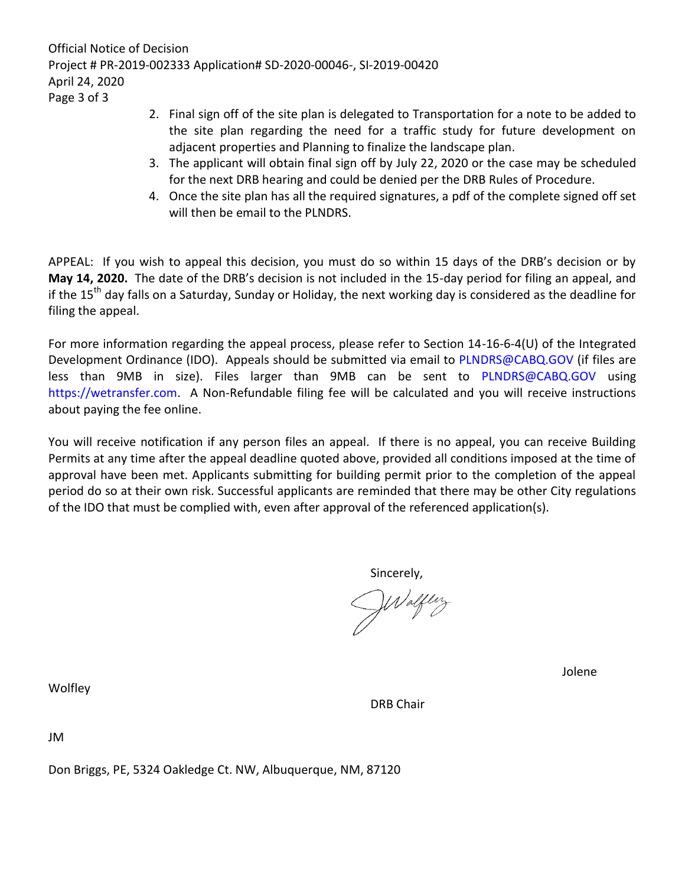2. Final sign off of the site plan is delegated to Transportation for a note to be added to the site plan regarding the need for a traffic study for future development on adjacent properties and Planning to finalize the landscape plan.
3. The applicant will obtain final sign off by July 22, 2020 or the case may be scheduled for the next DRB hearing and could be denied per the DRB Rules of Procedure.
4. Once the site plan has all the required signatures, a pdf of the complete signed off set will then be email to the PLNDRS.

APPEAL: If you wish to appeal this decision, you must do so within 15 days of the DRB's decision or by **May 14, 2020.** The date of the DRB's decision is not included in the 15-day period for filing an appeal, and if the 15th day falls on a Saturday, Sunday or Holiday, the next working day is considered as the deadline for filing the appeal.

For more information regarding the appeal process, please refer to Section 14-16-6-4(U) of the Integrated Development Ordinance (IDO). Appeals should be submitted via email to PLNDRS@CABQ.GOV (if files are less than 9MB in size). Files larger than 9MB can be sent to PLNDRS@CABQ.GOV using https://wetransfer.com. A Non-Refundable filing fee will be calculated and you will receive instructions about paying the fee online.

You will receive notification if any person files an appeal. If there is no appeal, you can receive Building Permits at any time after the appeal deadline quoted above, provided all conditions imposed at the time of approval have been met. Applicants submitting for building permit prior to the completion of the appeal period do so at their own risk. Successful applicants are reminded that there may be other City regulations of the IDO that must be complied with, even after approval of the referenced application(s).

Sincerely,

Jolene Wolfley

DRB Chair

JM

Don Briggs, PE, 5324 Oakledge Ct. NW, Albuquerque, NM, 87120